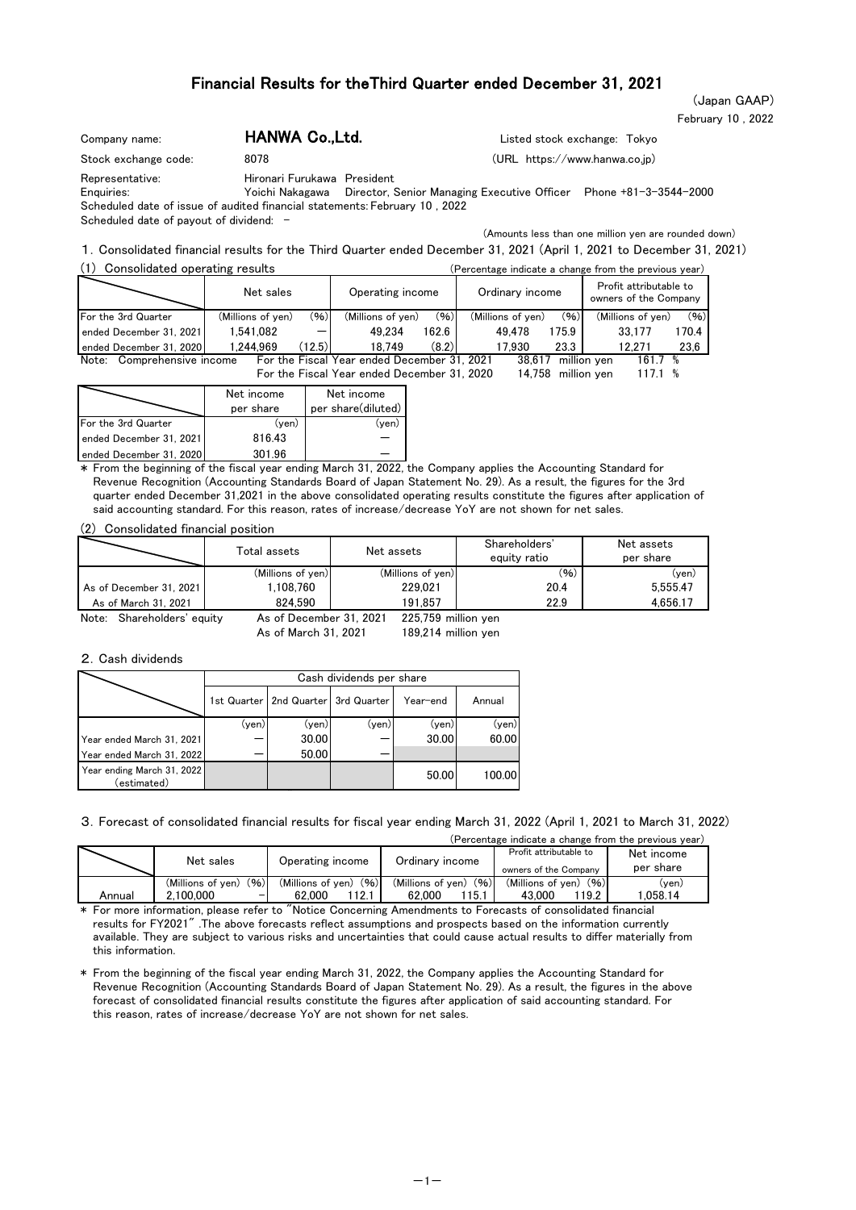# Financial Results for theThird Quarter ended December 31, 2021

(Japan GAAP)

February 10 , 2022

Company name: **HANWA Co.,Ltd.** Listed stock exchange: Tokyo

Stock exchange code: 8078 (URL https://www.hanwa.co.jp)

Representative: Hironari Furukawa President

Enquiries: Yoichi Nakagawa Director, Senior Managing Executive Officer Phone +81-3-3544-2000

Scheduled date of issue of audited financial statements: February 10 , 2022

Scheduled date of payout of dividend: -

(Amounts less than one million yen are rounded down)

## 1. Consolidated financial results for the Third Quarter ended December 31, 2021 (April 1, 2021 to December 31, 2021)

### (1) Consolidated operating results

(Percentage indicate a change from the previous year)

| | Net sales | | Operating income | | Ordinary income | | Profit attributable to owners of the Company | |
|---|---|---|---|---|---|---|---|---|
| For the 3rd Quarter | (Millions of yen) | (%) | (Millions of yen) | (%) | (Millions of yen) | (%) | (Millions of yen) | (%) |
| ended December 31, 2021 | 1,541,082 | − | 49,234 | 162.6 | 49,478 | 175.9 | 33,177 | 170.4 |
| ended December 31, 2020 | 1,244,969 | (12.5) | 18,749 | (8.2) | 17,930 | 23.3 | 12,271 | 23.6 |

Note: Comprehensive income For the Fiscal Year ended December 31, 2021 38,617 million yen 161.7 %
For the Fiscal Year ended December 31, 2020 14,758 million yen 117.1 %

| | Net income per share | Net income per share(diluted) |
|---|---|---|
| For the 3rd Quarter | (yen) | (yen) |
| ended December 31, 2021 | 816.43 | − |
| ended December 31, 2020 | 301.96 | − |

* From the beginning of the fiscal year ending March 31, 2022, the Company applies the Accounting Standard for Revenue Recognition (Accounting Standards Board of Japan Statement No. 29). As a result, the figures for the 3rd quarter ended December 31,2021 in the above consolidated operating results constitute the figures after application of said accounting standard. For this reason, rates of increase/decrease YoY are not shown for net sales.

### (2) Consolidated financial position

| | Total assets | Net assets | Shareholders' equity ratio | Net assets per share |
|---|---|---|---|---|
| | (Millions of yen) | (Millions of yen) | (%) | (yen) |
| As of December 31, 2021 | 1,108,760 | 229,021 | 20.4 | 5,555.47 |
| As of March 31, 2021 | 824,590 | 191,857 | 22.9 | 4,656.17 |

Note: Shareholders' equity As of December 31, 2021 225,759 million yen
As of March 31, 2021 189,214 million yen

## 2. Cash dividends

| | Cash dividends per share | | | | |
|---|---|---|---|---|---|
| | 1st Quarter | 2nd Quarter | 3rd Quarter | Year-end | Annual |
| | (yen) | (yen) | (yen) | (yen) | (yen) |
| Year ended March 31, 2021 | − | 30.00 | − | 30.00 | 60.00 |
| Year ended March 31, 2022 | − | 50.00 | − | | |
| Year ending March 31, 2022 (estimated) | | | | 50.00 | 100.00 |

## 3. Forecast of consolidated financial results for fiscal year ending March 31, 2022 (April 1, 2021 to March 31, 2022)

(Percentage indicate a change from the previous year)

| | Net sales | | Operating income | | Ordinary income | | Profit attributable to owners of the Company | | Net income per share |
|---|---|---|---|---|---|---|---|---|---|
| | (Millions of yen) | (%) | (Millions of yen) | (%) | (Millions of yen) | (%) | (Millions of yen) | (%) | (yen) |
| Annual | 2,100,000 | − | 62,000 | 112.1 | 62,000 | 115.1 | 43,000 | 119.2 | 1,058.14 |

* For more information, please refer to "Notice Concerning Amendments to Forecasts of consolidated financial results for FY2021" .The above forecasts reflect assumptions and prospects based on the information currently available. They are subject to various risks and uncertainties that could cause actual results to differ materially from this information.

* From the beginning of the fiscal year ending March 31, 2022, the Company applies the Accounting Standard for Revenue Recognition (Accounting Standards Board of Japan Statement No. 29). As a result, the figures in the above forecast of consolidated financial results constitute the figures after application of said accounting standard. For this reason, rates of increase/decrease YoY are not shown for net sales.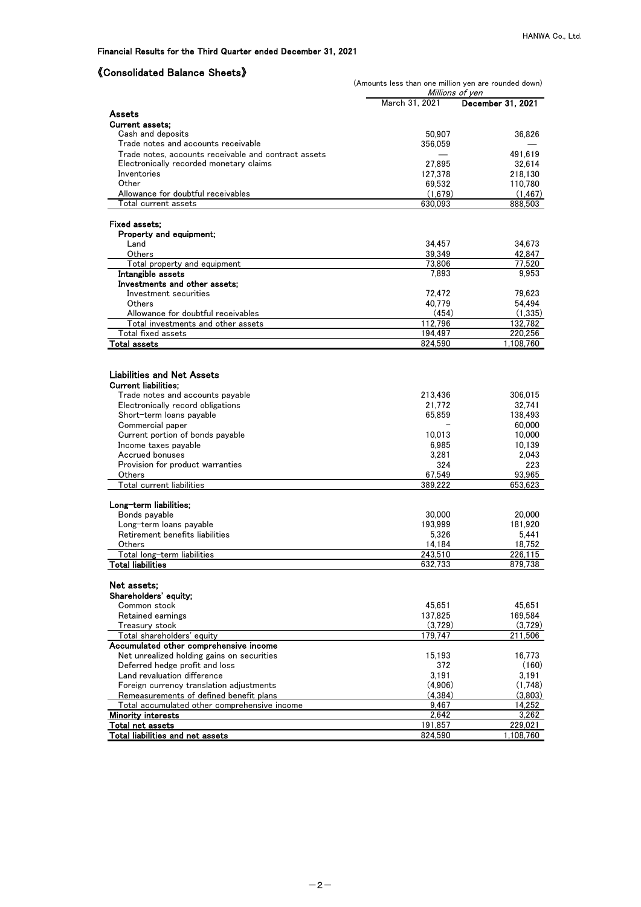Financial Results for the Third Quarter ended December 31, 2021

## 《Consolidated Balance Sheets》

(Amounts less than one million yen are rounded down)

| | *Millions of yen* | |
|---|---|---|
| | March 31, 2021 | **December 31, 2021** |
| **Assets** | | |
| **Current assets;** | | |
| Cash and deposits | 50,907 | 36,826 |
| Trade notes and accounts receivable | 356,059 | — |
| Trade notes, accounts receivable and contract assets | — | 491,619 |
| Electronically recorded monetary claims | 27,895 | 32,614 |
| Inventories | 127,378 | 218,130 |
| Other | 69,532 | 110,780 |
| Allowance for doubtful receivables | (1,679) | (1,467) |
| Total current assets | 630,093 | 888,503 |
| **Fixed assets;** | | |
| **Property and equipment;** | | |
| Land | 34,457 | 34,673 |
| Others | 39,349 | 42,847 |
| Total property and equipment | 73,806 | 77,520 |
| **Intangible assets** | 7,893 | 9,953 |
| **Investments and other assets;** | | |
| Investment securities | 72,472 | 79,623 |
| Others | 40,779 | 54,494 |
| Allowance for doubtful receivables | (454) | (1,335) |
| Total investments and other assets | 112,796 | 132,782 |
| Total fixed assets | 194,497 | 220,256 |
| **Total assets** | 824,590 | 1,108,760 |

| | March 31, 2021 | **December 31, 2021** |
|---|---|---|
| **Liabilities and Net Assets** | | |
| **Current liabilities;** | | |
| Trade notes and accounts payable | 213,436 | 306,015 |
| Electronically record obligations | 21,772 | 32,741 |
| Short-term loans payable | 65,859 | 138,493 |
| Commercial paper | - | 60,000 |
| Current portion of bonds payable | 10,013 | 10,000 |
| Income taxes payable | 6,985 | 10,139 |
| Accrued bonuses | 3,281 | 2,043 |
| Provision for product warranties | 324 | 223 |
| Others | 67,549 | 93,965 |
| Total current liabilities | 389,222 | 653,623 |
| **Long-term liabilities;** | | |
| Bonds payable | 30,000 | 20,000 |
| Long-term loans payable | 193,999 | 181,920 |
| Retirement benefits liabilities | 5,326 | 5,441 |
| Others | 14,184 | 18,752 |
| Total long-term liabilities | 243,510 | 226,115 |
| **Total liabilities** | 632,733 | 879,738 |
| **Net assets;** | | |
| **Shareholders' equity;** | | |
| Common stock | 45,651 | 45,651 |
| Retained earnings | 137,825 | 169,584 |
| Treasury stock | (3,729) | (3,729) |
| Total shareholders' equity | 179,747 | 211,506 |
| **Accumulated other comprehensive income** | | |
| Net unrealized holding gains on securities | 15,193 | 16,773 |
| Deferred hedge profit and loss | 372 | (160) |
| Land revaluation difference | 3,191 | 3,191 |
| Foreign currency translation adjustments | (4,906) | (1,748) |
| Remeasurements of defined benefit plans | (4,384) | (3,803) |
| Total accumulated other comprehensive income | 9,467 | 14,252 |
| **Minority interests** | 2,642 | 3,262 |
| **Total net assets** | 191,857 | 229,021 |
| **Total liabilities and net assets** | 824,590 | 1,108,760 |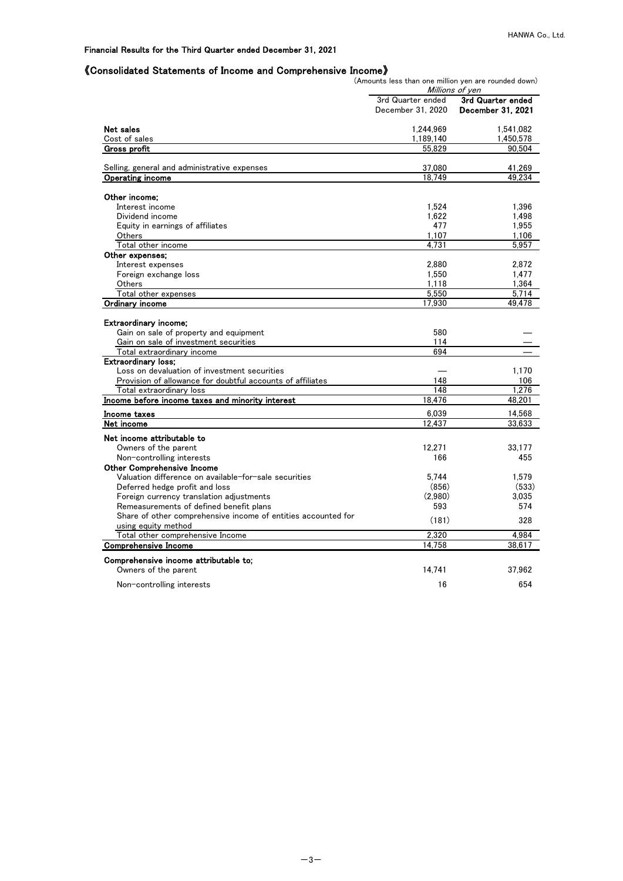HANWA Co., Ltd.

Financial Results for the Third Quarter ended December 31, 2021

## 《Consolidated Statements of Income and Comprehensive Income》

(Amounts less than one million yen are rounded down)

| | Millions of yen | |
|---|---|---|
| | 3rd Quarter ended December 31, 2020 | **3rd Quarter ended December 31, 2021** |
| **Net sales** | 1,244,969 | 1,541,082 |
| Cost of sales | 1,189,140 | 1,450,578 |
| **Gross profit** | 55,829 | 90,504 |
| Selling, general and administrative expenses | 37,080 | 41,269 |
| **Operating income** | 18,749 | 49,234 |
| **Other income;** | | |
| Interest income | 1,524 | 1,396 |
| Dividend income | 1,622 | 1,498 |
| Equity in earnings of affiliates | 477 | 1,955 |
| Others | 1,107 | 1,106 |
| Total other income | 4,731 | 5,957 |
| **Other expenses;** | | |
| Interest expenses | 2,880 | 2,872 |
| Foreign exchange loss | 1,550 | 1,477 |
| Others | 1,118 | 1,364 |
| Total other expenses | 5,550 | 5,714 |
| **Ordinary income** | 17,930 | 49,478 |
| **Extraordinary income;** | | |
| Gain on sale of property and equipment | 580 | — |
| Gain on sale of investment securities | 114 | — |
| Total extraordinary income | 694 | — |
| **Extraordinary loss;** | | |
| Loss on devaluation of investment securities | — | 1,170 |
| Provision of allowance for doubtful accounts of affiliates | 148 | 106 |
| Total extraordinary loss | 148 | 1,276 |
| **Income before income taxes and minority interest** | 18,476 | 48,201 |
| **Income taxes** | 6,039 | 14,568 |
| **Net income** | 12,437 | 33,633 |
| **Net income attributable to** | | |
| Owners of the parent | 12,271 | 33,177 |
| Non-controlling interests | 166 | 455 |
| **Other Comprehensive Income** | | |
| Valuation difference on available-for-sale securities | 5,744 | 1,579 |
| Deferred hedge profit and loss | (856) | (533) |
| Foreign currency translation adjustments | (2,980) | 3,035 |
| Remeasurements of defined benefit plans | 593 | 574 |
| Share of other comprehensive income of entities accounted for using equity method | (181) | 328 |
| Total other comprehensive Income | 2,320 | 4,984 |
| **Comprehensive Income** | 14,758 | 38,617 |
| **Comprehensive income attributable to;** | | |
| Owners of the parent | 14,741 | 37,962 |
| Non-controlling interests | 16 | 654 |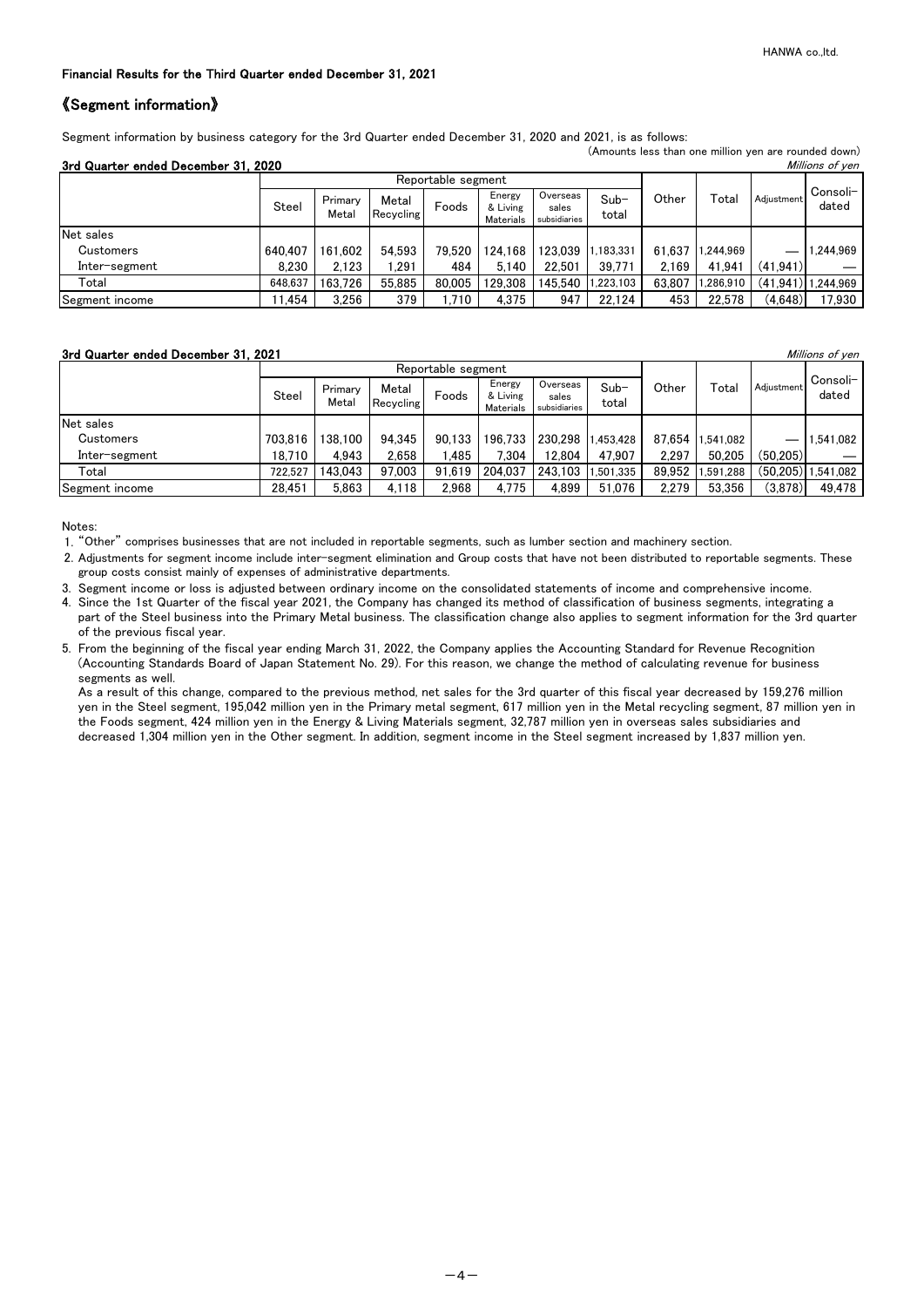Financial Results for the Third Quarter ended December 31, 2021

## 《Segment information》

Segment information by business category for the 3rd Quarter ended December 31, 2020 and 2021, is as follows:

(Amounts less than one million yen are rounded down)

### 3rd Quarter ended December 31, 2020

*Millions of yen*

| | Reportable segment | | | | | | | Other | Total | Adjustment | Consoli-dated |
|---|---|---|---|---|---|---|---|---|---|---|---|
| | Steel | Primary Metal | Metal Recycling | Foods | Energy & Living Materials | Overseas sales subsidiaries | Sub-total | | | | |
| Net sales | | | | | | | | | | | |
| Customers | 640,407 | 161,602 | 54,593 | 79,520 | 124,168 | 123,039 | 1,183,331 | 61,637 | 1,244,969 | — | 1,244,969 |
| Inter-segment | 8,230 | 2,123 | 1,291 | 484 | 5,140 | 22,501 | 39,771 | 2,169 | 41,941 | (41,941) | — |
| Total | 648,637 | 163,726 | 55,885 | 80,005 | 129,308 | 145,540 | 1,223,103 | 63,807 | 1,286,910 | (41,941) | 1,244,969 |
| Segment income | 11,454 | 3,256 | 379 | 1,710 | 4,375 | 947 | 22,124 | 453 | 22,578 | (4,648) | 17,930 |

### 3rd Quarter ended December 31, 2021

*Millions of yen*

| | Reportable segment | | | | | | | Other | Total | Adjustment | Consoli-dated |
|---|---|---|---|---|---|---|---|---|---|---|---|
| | Steel | Primary Metal | Metal Recycling | Foods | Energy & Living Materials | Overseas sales subsidiaries | Sub-total | | | | |
| Net sales | | | | | | | | | | | |
| Customers | 703,816 | 138,100 | 94,345 | 90,133 | 196,733 | 230,298 | 1,453,428 | 87,654 | 1,541,082 | — | 1,541,082 |
| Inter-segment | 18,710 | 4,943 | 2,658 | 1,485 | 7,304 | 12,804 | 47,907 | 2,297 | 50,205 | (50,205) | — |
| Total | 722,527 | 143,043 | 97,003 | 91,619 | 204,037 | 243,103 | 1,501,335 | 89,952 | 1,591,288 | (50,205) | 1,541,082 |
| Segment income | 28,451 | 5,863 | 4,118 | 2,968 | 4,775 | 4,899 | 51,076 | 2,279 | 53,356 | (3,878) | 49,478 |

Notes:

1. "Other" comprises businesses that are not included in reportable segments, such as lumber section and machinery section.
2. Adjustments for segment income include inter-segment elimination and Group costs that have not been distributed to reportable segments. These group costs consist mainly of expenses of administrative departments.
3. Segment income or loss is adjusted between ordinary income on the consolidated statements of income and comprehensive income.
4. Since the 1st Quarter of the fiscal year 2021, the Company has changed its method of classification of business segments, integrating a part of the Steel business into the Primary Metal business. The classification change also applies to segment information for the 3rd quarter of the previous fiscal year.
5. From the beginning of the fiscal year ending March 31, 2022, the Company applies the Accounting Standard for Revenue Recognition (Accounting Standards Board of Japan Statement No. 29). For this reason, we change the method of calculating revenue for business segments as well.
   As a result of this change, compared to the previous method, net sales for the 3rd quarter of this fiscal year decreased by 159,276 million yen in the Steel segment, 195,042 million yen in the Primary metal segment, 617 million yen in the Metal recycling segment, 87 million yen in the Foods segment, 424 million yen in the Energy & Living Materials segment, 32,787 million yen in overseas sales subsidiaries and decreased 1,304 million yen in the Other segment. In addition, segment income in the Steel segment increased by 1,837 million yen.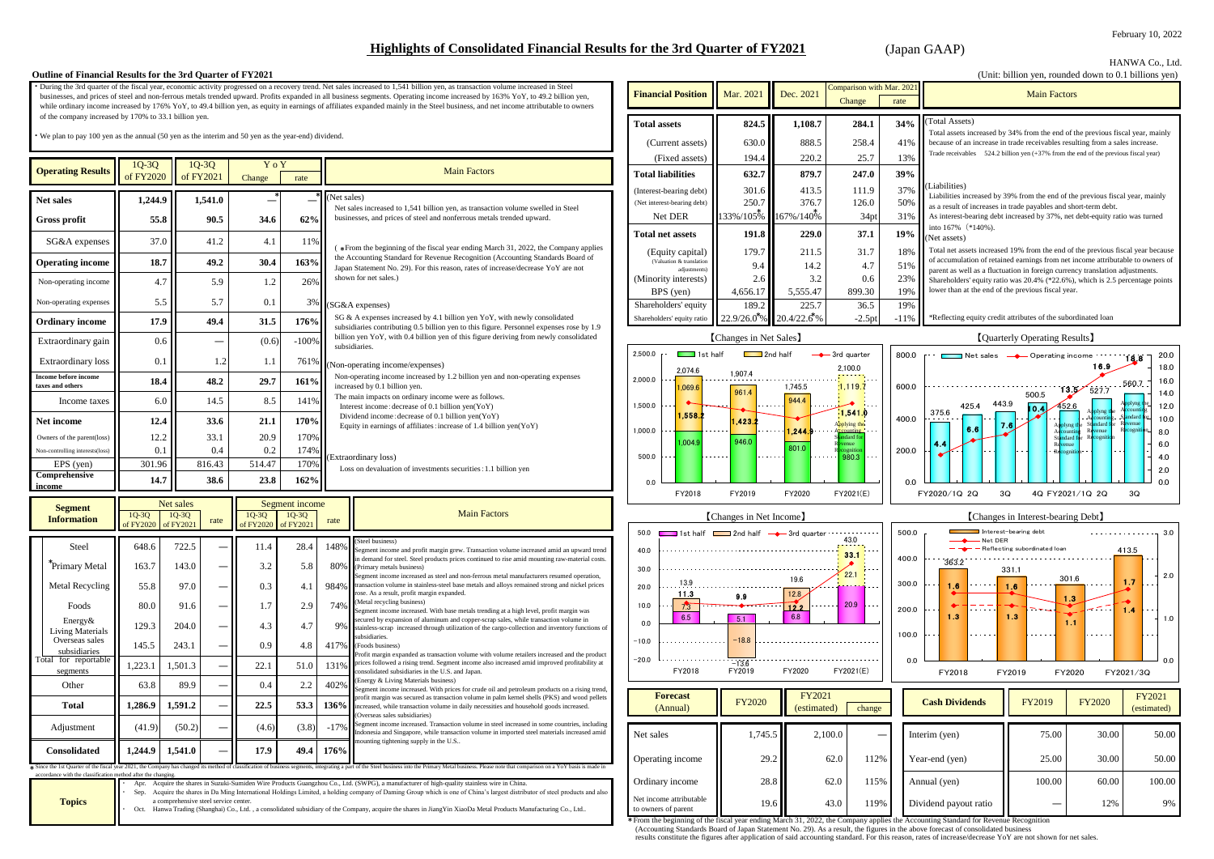February 10, 2022

# Highlights of Consolidated Financial Results for the 3rd Quarter of FY2021

(Japan GAAP)

HANWA Co., Ltd.

(Unit: billion yen, rounded down to 0.1 billions yen)

## Outline of Financial Results for the 3rd Quarter of FY2021

・During the 3rd quarter of the fiscal year, economic activity progressed on a recovery trend. Net sales increased to 1,541 billion yen, as transaction volume increased in Steel businesses, and prices of steel and non-ferrous metals trended upward. Profits expanded in all business segments. Operating income increased by 163% YoY, to 49.2 billion yen, while ordinary income increased by 176% YoY, to 49.4 billion yen, as equity in earnings of affiliates expanded mainly in the Steel business, and net income attributable to owners of the company increased by 170% to 33.1 billion yen.

・We plan to pay 100 yen as the annual (50 yen as the interim and 50 yen as the year-end) dividend.

| Operating Results | 1Q-3Q of FY2020 | 1Q-3Q of FY2021 | YoY Change | YoY rate |
|---|---|---|---|---|
| Net sales | 1,244.9 | 1,541.0 | —* | —* |
| Gross profit | 55.8 | 90.5 | 34.6 | 62% |
| SG&A expenses | 37.0 | 41.2 | 4.1 | 11% |
| Operating income | 18.7 | 49.2 | 30.4 | 163% |
| Non-operating income | 4.7 | 5.9 | 1.2 | 26% |
| Non-operating expenses | 5.5 | 5.7 | 0.1 | 3% |
| Ordinary income | 17.9 | 49.4 | 31.5 | 176% |
| Extraordinary gain | 0.6 | — | (0.6) | -100% |
| Extraordinary loss | 0.1 | 1.2 | 1.1 | 761% |
| Income before income taxes and others | 18.4 | 48.2 | 29.7 | 161% |
| Income taxes | 6.0 | 14.5 | 8.5 | 141% |
| Net income | 12.4 | 33.6 | 21.1 | 170% |
| Owners of the parent(loss) | 12.2 | 33.1 | 20.9 | 170% |
| Non-controlling interests(loss) | 0.1 | 0.4 | 0.2 | 174% |
| EPS (yen) | 301.96 | 816.43 | 514.47 | 170% |
| Comprehensive income | 14.7 | 38.6 | 23.8 | 162% |

### Main Factors

(Net sales)
Net sales increased to 1,541 billion yen, as transaction volume swelled in Steel businesses, and prices of steel and nonferrous metals trended upward.

( *From the beginning of the fiscal year ending March 31, 2022, the Company applies the Accounting Standard for Revenue Recognition (Accounting Standards Board of Japan Statement No. 29). For this reason, rates of increase/decrease YoY are not shown for net sales.)

(SG&A expenses)
SG & A expenses increased by 4.1 billion yen YoY, with newly consolidated subsidiaries contributing 0.5 billion yen to this figure. Personnel expenses rose by 1.9 billion yen YoY, with 0.4 billion yen of this figure deriving from newly consolidated subsidiaries.

(Non-operating income/expenses)
Non-operating income increased by 1.2 billion yen and non-operating expenses increased by 0.1 billion yen.
The main impacts on ordinary income were as follows.
Interest income : decrease of 0.1 billion yen(YoY)
Dividend income : decrease of 0.1 billion yen(YoY)
Equity in earnings of affiliates : increase of 1.4 billion yen(YoY)

(Extraordinary loss)
Loss on devaluation of investments securities : 1.1 billion yen

| Segment Information | Net sales 1Q-3Q of FY2020 | Net sales 1Q-3Q of FY2021 | rate | Segment income 1Q-3Q of FY2020 | Segment income 1Q-3Q of FY2021 | rate |
|---|---|---|---|---|---|---|
| Steel | 648.6 | 722.5 | — | 11.4 | 28.4 | 148% |
| *Primary Metal | 163.7 | 143.0 | — | 3.2 | 5.8 | 80% |
| Metal Recycling | 55.8 | 97.0 | — | 0.3 | 4.1 | 984% |
| Foods | 80.0 | 91.6 | — | 1.7 | 2.9 | 74% |
| Energy& Living Materials | 129.3 | 204.0 | — | 4.3 | 4.7 | 9% |
| Overseas sales subsidiaries | 145.5 | 243.1 | — | 0.9 | 4.8 | 417% |
| Total for reportable segments | 1,223.1 | 1,501.3 | — | 22.1 | 51.0 | 131% |
| Other | 63.8 | 89.9 | — | 0.4 | 2.2 | 402% |
| Total | 1,286.9 | 1,591.2 | — | 22.5 | 53.3 | 136% |
| Adjustment | (41.9) | (50.2) | — | (4.6) | (3.8) | -17% |
| Consolidated | 1,244.9 | 1,541.0 | — | 17.9 | 49.4 | 176% |

### Main Factors

(Steel business)
Segment income and profit margin grew. Transaction volume increased amid an upward trend in demand for steel. Steel products prices continued to rise amid mounting raw-material costs.
(Primary metals business)
Segment income increased as steel and non-ferrous metal manufacturers resumed operation, transaction volume in stainless-steel base metals and alloys remained strong and nickel prices rose. As a result, profit margin expanded.
(Metal recycling business)
Segment income increased. With base metals trending at a high level, profit margin was secured by expansion of aluminum and copper-scrap sales, while transaction volume in stainless-scrap increased through utilization of the cargo-collection and inventory functions of subsidiaries.
(Foods business)
Profit margin expanded as transaction volume with volume retailers increased and the product prices followed a rising trend. Segment income also increased amid improved profitability at consolidated subsidiaries in the U.S. and Japan.
(Energy & Living Materials business)
Segment income increased. With prices for crude oil and petroleum products on a rising trend, profit margin was secured as transaction volume in palm kernel shells (PKS) and wood pellets increased, while transaction volume in daily necessities and household goods increased.
(Overseas sales subsidiaries)
Segment income increased. Transaction volume in steel increased in some countries, including Indonesia and Singapore, while transaction volume in imported steel materials increased amid mounting tightening supply in the U.S..

* Since the 1st Quarter of the fiscal year 2021, the Company has changed its method of classification of business segments, integrating a part of the Steel business into the Primary Metal business. Please note that comparison on a YoY basis is made in accordance with the classification method after the changing.

**Topics**

- Apr. Acquire the shares in Suzuki-Sumiden Wire Products Guangzhou Co., Ltd. (SWPG), a manufacturer of high-quality stainless wire in China.
- Sep. Acquire the shares in Da Ming International Holdings Limited, a holding company of Daming Group which is one of China's largest distributor of steel products and also a comprehensive steel service center.
- Oct. Hanwa Trading (Shanghai) Co., Ltd. , a consolidated subsidiary of the Company, acquire the shares in JiangYin XiaoDa Metal Products Manufacturing Co., Ltd..

| Financial Position | Mar. 2021 | Dec. 2021 | Comparison with Mar. 2021 Change | rate |
|---|---|---|---|---|
| Total assets | 824.5 | 1,108.7 | 284.1 | 34% |
| (Current assets) | 630.0 | 888.5 | 258.4 | 41% |
| (Fixed assets) | 194.4 | 220.2 | 25.7 | 13% |
| Total liabilities | 632.7 | 879.7 | 247.0 | 39% |
| (Interest-bearing debt) | 301.6 | 413.5 | 111.9 | 37% |
| (Net interest-bearing debt) | 250.7 | 376.7 | 126.0 | 50% |
| Net DER | 133%/105%* | 167%/140%* | 34pt | 31% |
| Total net assets | 191.8 | 229.0 | 37.1 | 19% |
| (Equity capital) | 179.7 | 211.5 | 31.7 | 18% |
| (Valuation & translation adjustments) | 9.4 | 14.2 | 4.7 | 51% |
| (Minority interests) | 2.6 | 3.2 | 0.6 | 23% |
| BPS (yen) | 4,656.17 | 5,555.47 | 899.30 | 19% |
| Shareholders' equity | 189.2 | 225.7 | 36.5 | 19% |
| Shareholders' equity ratio | 22.9/26.0*% | 20.4/22.6*% | -2.5pt | -11% |

### Main Factors

(Total Assets)
Total assets increased by 34% from the end of the previous fiscal year, mainly because of an increase in trade receivables resulting from a sales increase.
Trade receivables 524.2 billion yen (+37% from the end of the previous fiscal year)

(Liabilities)
Liabilities increased by 39% from the end of the previous fiscal year, mainly as a result of increases in trade payables and short-term debt.
As interest-bearing debt increased by 37%, net debt-equity ratio was turned into 167% (*140%).

(Net assets)
Total net assets increased 19% from the end of the previous fiscal year because of accumulation of retained earnings from net income attributable to owners of parent as well as a fluctuation in foreign currency translation adjustments.
Shareholders' equity ratio was 20.4% (*22.6%), which is 2.5 percentage points lower than at the end of the previous fiscal year.

*Reflecting equity credit attributes of the subordinated loan

【Changes in Net Sales】

1st half / 2nd half / 3rd quarter

FY2018: 2,074.6; 1st half 1,069.6; 2nd half 1,004.9; 3rd quarter 1,558.2
FY2019: 1,907.4; 961.4; 946.0; 1,423.2
FY2020: 1,745.5; 944.4; 801.0; 1,244.9
FY2021(E): 2,100.0; 1,119.7; 980.3; 1,541.0; Applying the Accounting Standard for Revenue Recognition

【Quarterly Operating Results】

Net sales / Operating income

FY2020/1Q: 375.6, 4.4
2Q: 425.4, 6.6
3Q: 443.9, 7.6
4Q: 500.5, 10.4
FY2021/1Q: 452.6, 13.5
2Q: 527.7, 16.9
3Q: 560.7, 18.8
Applying the Accounting Standard for Revenue Recognition

【Changes in Net Income】

1st half / 2nd half / 3rd quarter

FY2018: 13.9; 11.3; 7.3; 6.5
FY2019: 9.9; 5.1; -18.8; -13.6
FY2020: 19.6; 12.8; 12.2; 6.8
FY2021(E): 43.0; 33.1; 22.1; 20.9

【Changes in Interest-bearing Debt】

Interest-bearing debt / Net DER / Reflecting subordinated loan

FY2018: 363.2; 1.6; 1.3
FY2019: 331.1; 1.6; 1.3
FY2020: 301.6; 1.3; 1.1
FY2021/3Q: 413.5; 1.7; 1.4

| Forecast (Annual) | FY2020 | FY2021 (estimated) | change |
|---|---|---|---|
| Net sales | 1,745.5 | 2,100.0 | — |
| Operating income | 29.2 | 62.0 | 112% |
| Ordinary income | 28.8 | 62.0 | 115% |
| Net income attributable to owners of parent | 19.6 | 43.0 | 119% |

| Cash Dividends | FY2019 | FY2020 | FY2021 (estimated) |
|---|---|---|---|
| Interim (yen) | 75.00 | 30.00 | 50.00 |
| Year-end (yen) | 25.00 | 30.00 | 50.00 |
| Annual (yen) | 100.00 | 60.00 | 100.00 |
| Dividend payout ratio | — | 12% | 9% |

*From the beginning of the fiscal year ending March 31, 2022, the Company applies the Accounting Standard for Revenue Recognition (Accounting Standards Board of Japan Statement No. 29). As a result, the figures in the above forecast of consolidated business results constitute the figures after application of said accounting standard. For this reason, rates of increase/decrease YoY are not shown for net sales.